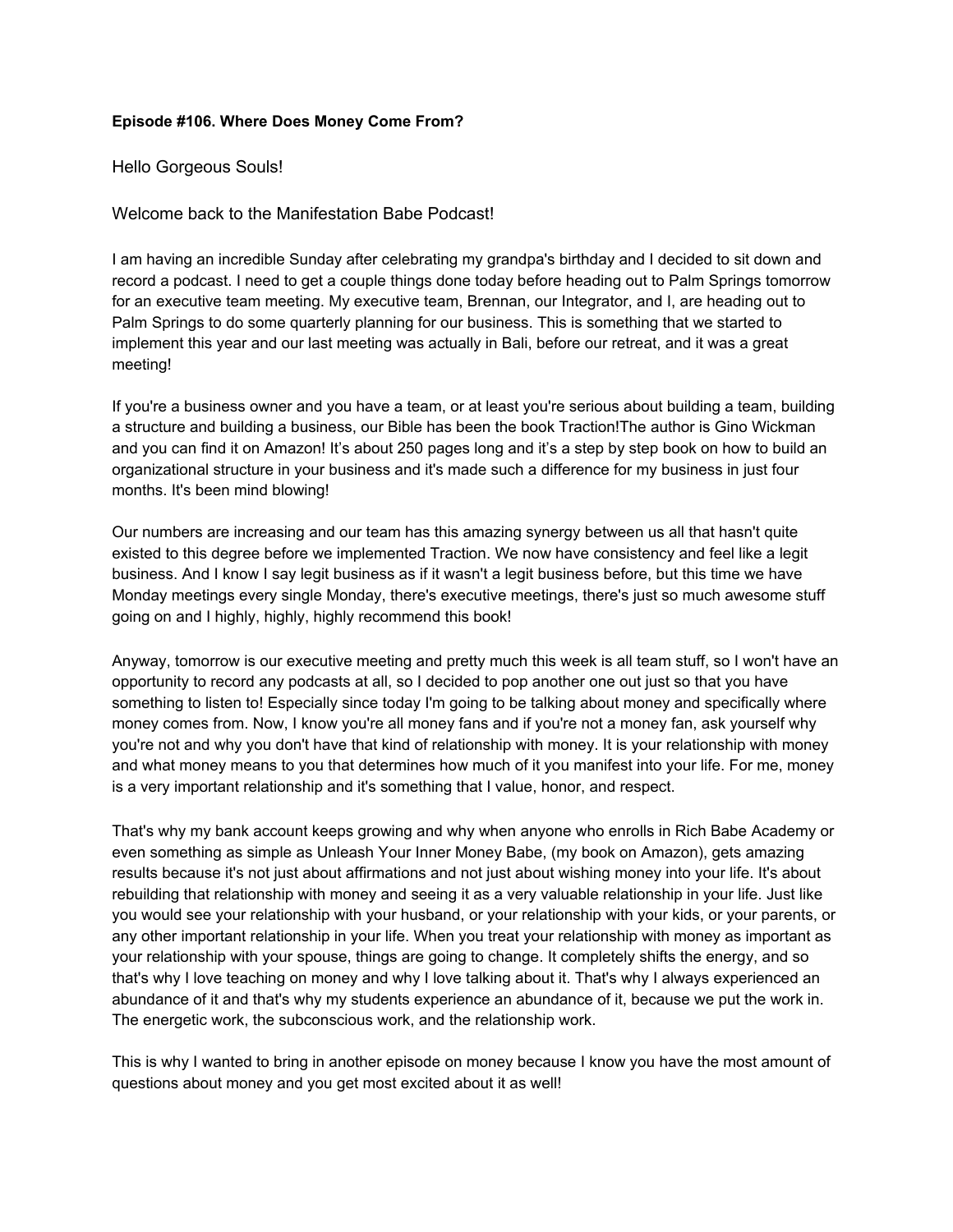**Episode #106. Where Does Money Come From?**

Hello Gorgeous Souls!

Welcome back to the Manifestation Babe Podcast!

I am having an incredible Sunday after celebrating my grandpa's birthday and I decided to sit down and record a podcast. I need to get a couple things done today before heading out to Palm Springs tomorrow for an executive team meeting. My executive team, Brennan, our Integrator, and I, are heading out to Palm Springs to do some quarterly planning for our business. This is something that we started to implement this year and our last meeting was actually in Bali, before our retreat, and it was a great meeting!

If you're a business owner and you have a team, or at least you're serious about building a team, building a structure and building a business, our Bible has been the book Traction!The author is Gino Wickman and you can find it on Amazon! It's about 250 pages long and it's a step by step book on how to build an organizational structure in your business and it's made such a difference for my business in just four months. It's been mind blowing!

Our numbers are increasing and our team has this amazing synergy between us all that hasn't quite existed to this degree before we implemented Traction. We now have consistency and feel like a legit business. And I know I say legit business as if it wasn't a legit business before, but this time we have Monday meetings every single Monday, there's executive meetings, there's just so much awesome stuff going on and I highly, highly, highly recommend this book!

Anyway, tomorrow is our executive meeting and pretty much this week is all team stuff, so I won't have an opportunity to record any podcasts at all, so I decided to pop another one out just so that you have something to listen to! Especially since today I'm going to be talking about money and specifically where money comes from. Now, I know you're all money fans and if you're not a money fan, ask yourself why you're not and why you don't have that kind of relationship with money. It is your relationship with money and what money means to you that determines how much of it you manifest into your life. For me, money is a very important relationship and it's something that I value, honor, and respect.

That's why my bank account keeps growing and why when anyone who enrolls in Rich Babe Academy or even something as simple as Unleash Your Inner Money Babe, (my book on Amazon), gets amazing results because it's not just about affirmations and not just about wishing money into your life. It's about rebuilding that relationship with money and seeing it as a very valuable relationship in your life. Just like you would see your relationship with your husband, or your relationship with your kids, or your parents, or any other important relationship in your life. When you treat your relationship with money as important as your relationship with your spouse, things are going to change. It completely shifts the energy, and so that's why I love teaching on money and why I love talking about it. That's why I always experienced an abundance of it and that's why my students experience an abundance of it, because we put the work in. The energetic work, the subconscious work, and the relationship work.

This is why I wanted to bring in another episode on money because I know you have the most amount of questions about money and you get most excited about it as well!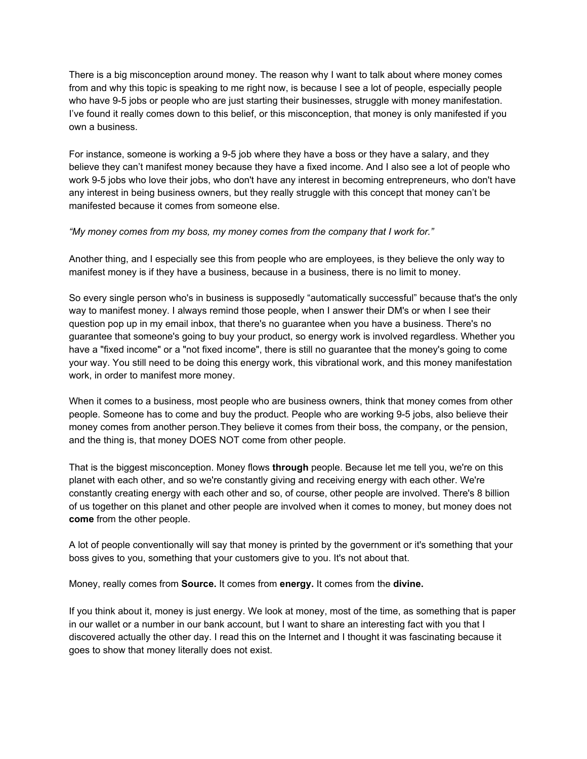There is a big misconception around money. The reason why I want to talk about where money comes from and why this topic is speaking to me right now, is because I see a lot of people, especially people who have 9-5 jobs or people who are just starting their businesses, struggle with money manifestation. I've found it really comes down to this belief, or this misconception, that money is only manifested if you own a business.

For instance, someone is working a 9-5 job where they have a boss or they have a salary, and they believe they can't manifest money because they have a fixed income. And I also see a lot of people who work 9-5 jobs who love their jobs, who don't have any interest in becoming entrepreneurs, who don't have any interest in being business owners, but they really struggle with this concept that money can't be manifested because it comes from someone else.

*"My money comes from my boss, my money comes from the company that I work for."*

Another thing, and I especially see this from people who are employees, is they believe the only way to manifest money is if they have a business, because in a business, there is no limit to money.

So every single person who's in business is supposedly "automatically successful" because that's the only way to manifest money. I always remind those people, when I answer their DM's or when I see their question pop up in my email inbox, that there's no guarantee when you have a business. There's no guarantee that someone's going to buy your product, so energy work is involved regardless. Whether you have a "fixed income" or a "not fixed income", there is still no guarantee that the money's going to come your way. You still need to be doing this energy work, this vibrational work, and this money manifestation work, in order to manifest more money.

When it comes to a business, most people who are business owners, think that money comes from other people. Someone has to come and buy the product. People who are working 9-5 jobs, also believe their money comes from another person.They believe it comes from their boss, the company, or the pension, and the thing is, that money DOES NOT come from other people.

That is the biggest misconception. Money flows **through** people. Because let me tell you, we're on this planet with each other, and so we're constantly giving and receiving energy with each other. We're constantly creating energy with each other and so, of course, other people are involved. There's 8 billion of us together on this planet and other people are involved when it comes to money, but money does not **come** from the other people.

A lot of people conventionally will say that money is printed by the government or it's something that your boss gives to you, something that your customers give to you. It's not about that.

Money, really comes from **Source.** It comes from **energy.** It comes from the **divine.**

If you think about it, money is just energy. We look at money, most of the time, as something that is paper in our wallet or a number in our bank account, but I want to share an interesting fact with you that I discovered actually the other day. I read this on the Internet and I thought it was fascinating because it goes to show that money literally does not exist.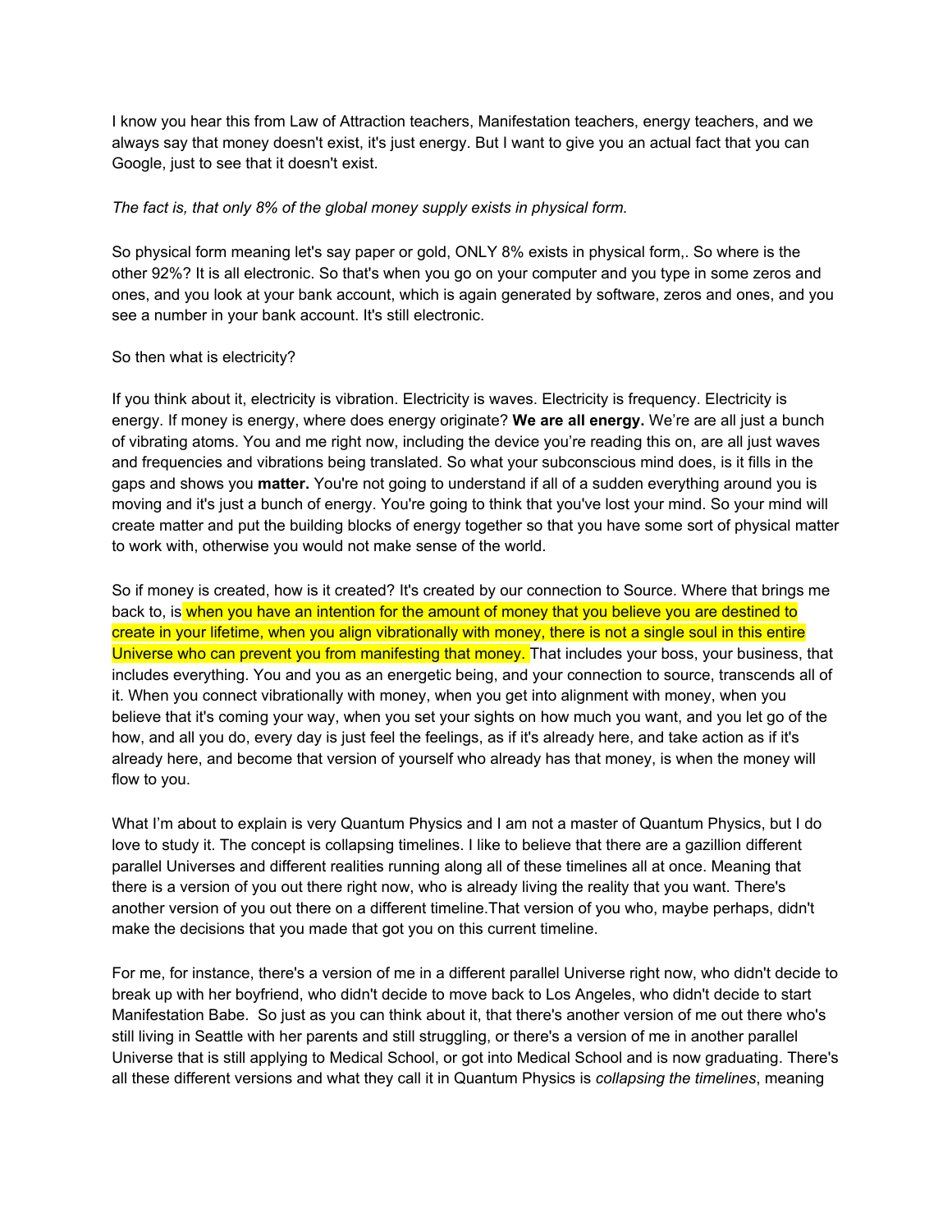I know you hear this from Law of Attraction teachers, Manifestation teachers, energy teachers, and we always say that money doesn't exist, it's just energy. But I want to give you an actual fact that you can Google, just to see that it doesn't exist.

*The fact is, that only 8% of the global money supply exists in physical form.*

So physical form meaning let's say paper or gold, ONLY 8% exists in physical form,. So where is the other 92%? It is all electronic. So that's when you go on your computer and you type in some zeros and ones, and you look at your bank account, which is again generated by software, zeros and ones, and you see a number in your bank account. It's still electronic.

So then what is electricity?

If you think about it, electricity is vibration. Electricity is waves. Electricity is frequency. Electricity is energy. If money is energy, where does energy originate? **We are all energy.** We're are all just a bunch of vibrating atoms. You and me right now, including the device you're reading this on, are all just waves and frequencies and vibrations being translated. So what your subconscious mind does, is it fills in the gaps and shows you **matter.** You're not going to understand if all of a sudden everything around you is moving and it's just a bunch of energy. You're going to think that you've lost your mind. So your mind will create matter and put the building blocks of energy together so that you have some sort of physical matter to work with, otherwise you would not make sense of the world.

So if money is created, how is it created? It's created by our connection to Source. Where that brings me back to, is when you have an intention for the amount of money that you believe you are destined to create in your lifetime, when you align vibrationally with money, there is not a single soul in this entire Universe who can prevent you from manifesting that money. That includes your boss, your business, that includes everything. You and you as an energetic being, and your connection to source, transcends all of it. When you connect vibrationally with money, when you get into alignment with money, when you believe that it's coming your way, when you set your sights on how much you want, and you let go of the how, and all you do, every day is just feel the feelings, as if it's already here, and take action as if it's already here, and become that version of yourself who already has that money, is when the money will flow to you.

What I'm about to explain is very Quantum Physics and I am not a master of Quantum Physics, but I do love to study it. The concept is collapsing timelines. I like to believe that there are a gazillion different parallel Universes and different realities running along all of these timelines all at once. Meaning that there is a version of you out there right now, who is already living the reality that you want. There's another version of you out there on a different timeline.That version of you who, maybe perhaps, didn't make the decisions that you made that got you on this current timeline.

For me, for instance, there's a version of me in a different parallel Universe right now, who didn't decide to break up with her boyfriend, who didn't decide to move back to Los Angeles, who didn't decide to start Manifestation Babe. So just as you can think about it, that there's another version of me out there who's still living in Seattle with her parents and still struggling, or there's a version of me in another parallel Universe that is still applying to Medical School, or got into Medical School and is now graduating. There's all these different versions and what they call it in Quantum Physics is *collapsing the timelines*, meaning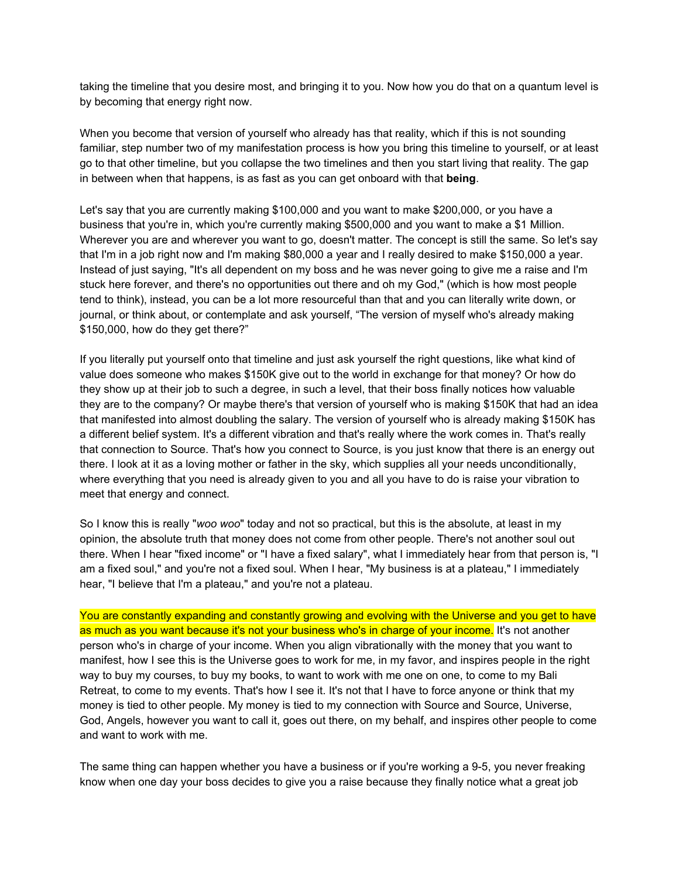taking the timeline that you desire most, and bringing it to you. Now how you do that on a quantum level is by becoming that energy right now.

When you become that version of yourself who already has that reality, which if this is not sounding familiar, step number two of my manifestation process is how you bring this timeline to yourself, or at least go to that other timeline, but you collapse the two timelines and then you start living that reality. The gap in between when that happens, is as fast as you can get onboard with that **being**.

Let's say that you are currently making $100,000 and you want to make $200,000, or you have a business that you're in, which you're currently making $500,000 and you want to make a $1 Million. Wherever you are and wherever you want to go, doesn't matter. The concept is still the same. So let's say that I'm in a job right now and I'm making $80,000 a year and I really desired to make $150,000 a year. Instead of just saying, "It's all dependent on my boss and he was never going to give me a raise and I'm stuck here forever, and there's no opportunities out there and oh my God," (which is how most people tend to think), instead, you can be a lot more resourceful than that and you can literally write down, or journal, or think about, or contemplate and ask yourself, "The version of myself who's already making $150,000, how do they get there?"

If you literally put yourself onto that timeline and just ask yourself the right questions, like what kind of value does someone who makes $150K give out to the world in exchange for that money? Or how do they show up at their job to such a degree, in such a level, that their boss finally notices how valuable they are to the company? Or maybe there's that version of yourself who is making $150K that had an idea that manifested into almost doubling the salary. The version of yourself who is already making $150K has a different belief system. It's a different vibration and that's really where the work comes in. That's really that connection to Source. That's how you connect to Source, is you just know that there is an energy out there. I look at it as a loving mother or father in the sky, which supplies all your needs unconditionally, where everything that you need is already given to you and all you have to do is raise your vibration to meet that energy and connect.

So I know this is really "*woo woo*" today and not so practical, but this is the absolute, at least in my opinion, the absolute truth that money does not come from other people. There's not another soul out there. When I hear "fixed income" or "I have a fixed salary", what I immediately hear from that person is, "I am a fixed soul," and you're not a fixed soul. When I hear, "My business is at a plateau," I immediately hear, "I believe that I'm a plateau," and you're not a plateau.

You are constantly expanding and constantly growing and evolving with the Universe and you get to have as much as you want because it's not your business who's in charge of your income. It's not another person who's in charge of your income. When you align vibrationally with the money that you want to manifest, how I see this is the Universe goes to work for me, in my favor, and inspires people in the right way to buy my courses, to buy my books, to want to work with me one on one, to come to my Bali Retreat, to come to my events. That's how I see it. It's not that I have to force anyone or think that my money is tied to other people. My money is tied to my connection with Source and Source, Universe, God, Angels, however you want to call it, goes out there, on my behalf, and inspires other people to come and want to work with me.

The same thing can happen whether you have a business or if you're working a 9-5, you never freaking know when one day your boss decides to give you a raise because they finally notice what a great job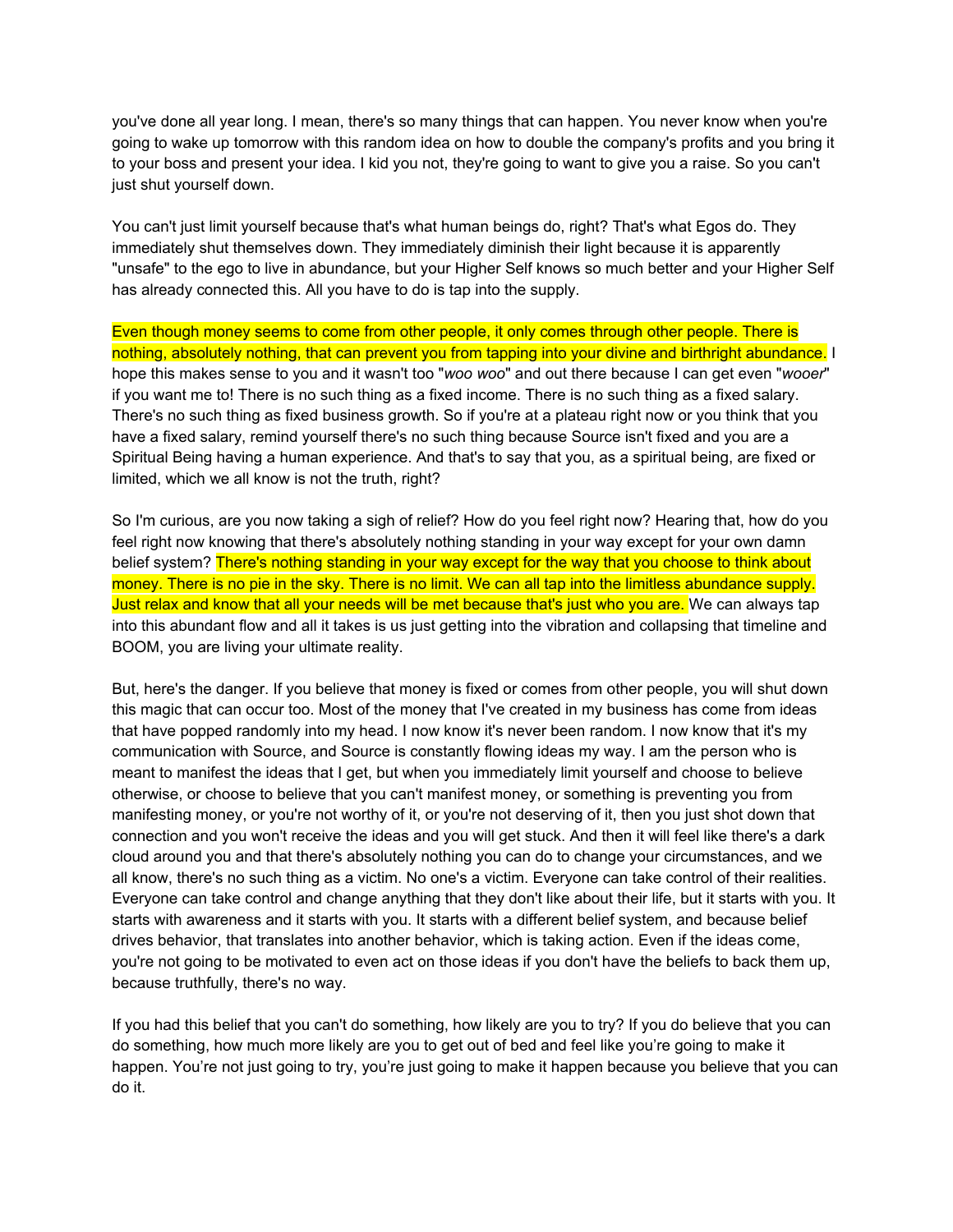you've done all year long. I mean, there's so many things that can happen. You never know when you're going to wake up tomorrow with this random idea on how to double the company's profits and you bring it to your boss and present your idea. I kid you not, they're going to want to give you a raise. So you can't just shut yourself down.

You can't just limit yourself because that's what human beings do, right? That's what Egos do. They immediately shut themselves down. They immediately diminish their light because it is apparently "unsafe" to the ego to live in abundance, but your Higher Self knows so much better and your Higher Self has already connected this. All you have to do is tap into the supply.

Even though money seems to come from other people, it only comes through other people. There is nothing, absolutely nothing, that can prevent you from tapping into your divine and birthright abundance. I hope this makes sense to you and it wasn't too "*woo woo*" and out there because I can get even "*wooer*" if you want me to! There is no such thing as a fixed income. There is no such thing as a fixed salary. There's no such thing as fixed business growth. So if you're at a plateau right now or you think that you have a fixed salary, remind yourself there's no such thing because Source isn't fixed and you are a Spiritual Being having a human experience. And that's to say that you, as a spiritual being, are fixed or limited, which we all know is not the truth, right?

So I'm curious, are you now taking a sigh of relief? How do you feel right now? Hearing that, how do you feel right now knowing that there's absolutely nothing standing in your way except for your own damn belief system? There's nothing standing in your way except for the way that you choose to think about money. There is no pie in the sky. There is no limit. We can all tap into the limitless abundance supply. Just relax and know that all your needs will be met because that's just who you are. We can always tap into this abundant flow and all it takes is us just getting into the vibration and collapsing that timeline and BOOM, you are living your ultimate reality.

But, here's the danger. If you believe that money is fixed or comes from other people, you will shut down this magic that can occur too. Most of the money that I've created in my business has come from ideas that have popped randomly into my head. I now know it's never been random. I now know that it's my communication with Source, and Source is constantly flowing ideas my way. I am the person who is meant to manifest the ideas that I get, but when you immediately limit yourself and choose to believe otherwise, or choose to believe that you can't manifest money, or something is preventing you from manifesting money, or you're not worthy of it, or you're not deserving of it, then you just shot down that connection and you won't receive the ideas and you will get stuck. And then it will feel like there's a dark cloud around you and that there's absolutely nothing you can do to change your circumstances, and we all know, there's no such thing as a victim. No one's a victim. Everyone can take control of their realities. Everyone can take control and change anything that they don't like about their life, but it starts with you. It starts with awareness and it starts with you. It starts with a different belief system, and because belief drives behavior, that translates into another behavior, which is taking action. Even if the ideas come, you're not going to be motivated to even act on those ideas if you don't have the beliefs to back them up, because truthfully, there's no way.

If you had this belief that you can't do something, how likely are you to try? If you do believe that you can do something, how much more likely are you to get out of bed and feel like you're going to make it happen. You're not just going to try, you're just going to make it happen because you believe that you can do it.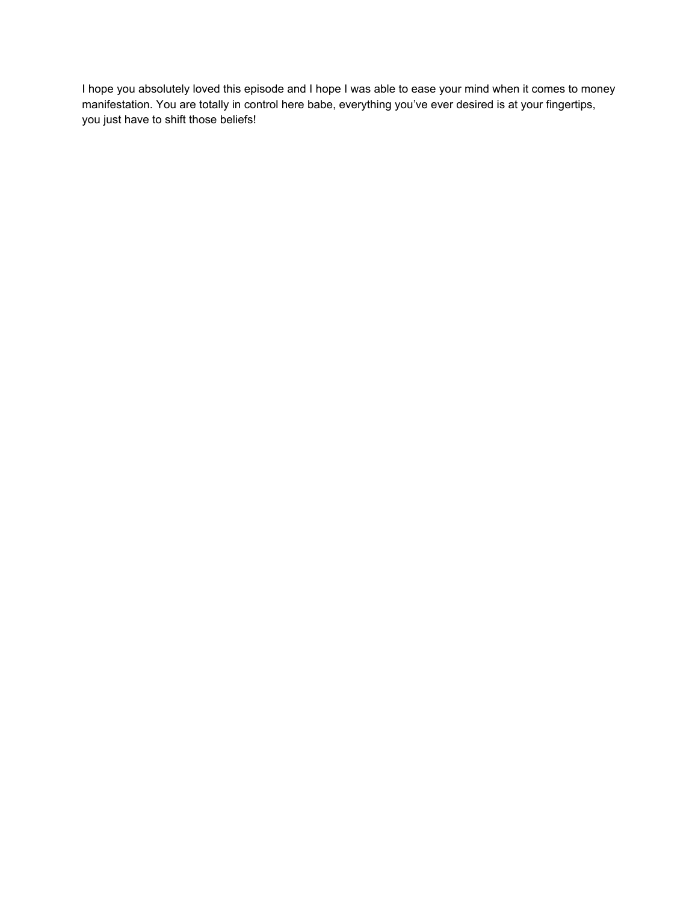I hope you absolutely loved this episode and I hope I was able to ease your mind when it comes to money manifestation. You are totally in control here babe, everything you've ever desired is at your fingertips, you just have to shift those beliefs!